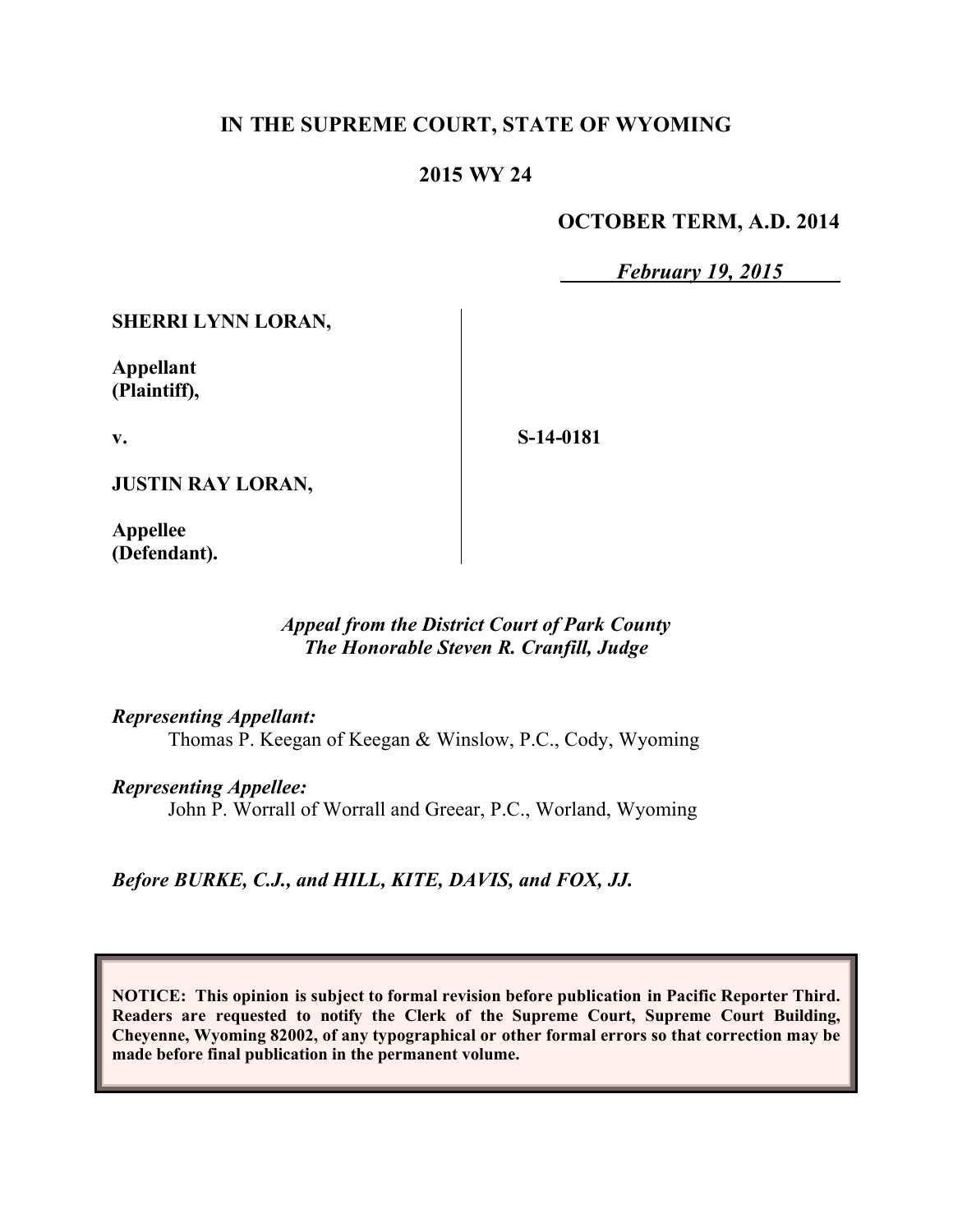# IN THE SUPREME COURT, STATE OF WYOMING

## 2015 WY 24

**OCTOBER TERM, A.D. 2014**

***February 19, 2015***

| | |
|---|---|
| **SHERRI LYNN LORAN,**<br><br>**Appellant (Plaintiff),**<br><br>**v.**<br><br>**JUSTIN RAY LORAN,**<br><br>**Appellee (Defendant).** | **S-14-0181** |

*Appeal from the District Court of Park County*
*The Honorable Steven R. Cranfill, Judge*

*Representing Appellant:*
Thomas P. Keegan of Keegan & Winslow, P.C., Cody, Wyoming

*Representing Appellee:*
John P. Worrall of Worrall and Greear, P.C., Worland, Wyoming

*Before BURKE, C.J., and HILL, KITE, DAVIS, and FOX, JJ.*

**NOTICE: This opinion is subject to formal revision before publication in Pacific Reporter Third. Readers are requested to notify the Clerk of the Supreme Court, Supreme Court Building, Cheyenne, Wyoming 82002, of any typographical or other formal errors so that correction may be made before final publication in the permanent volume.**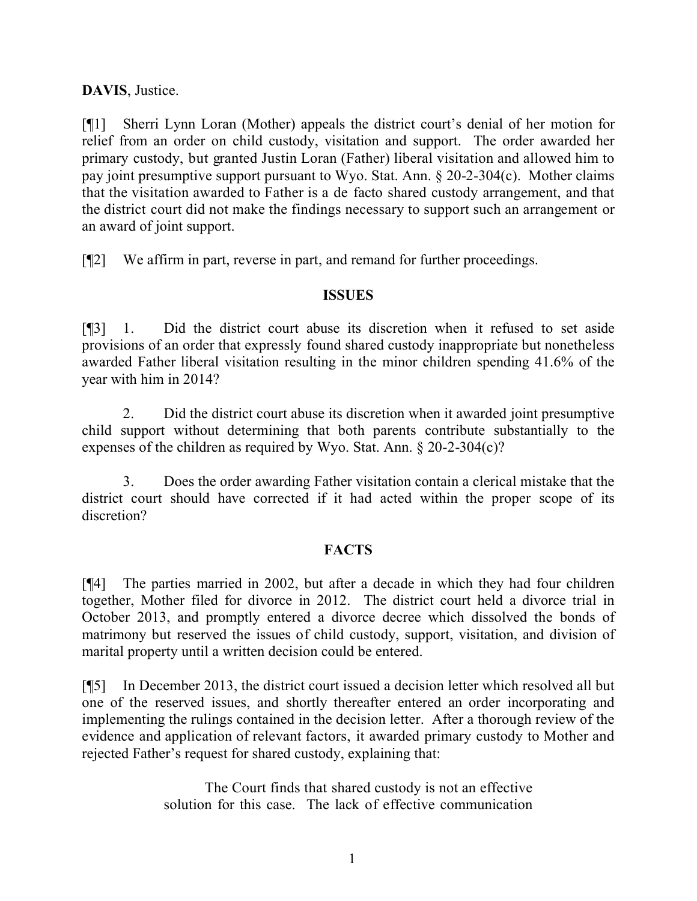**DAVIS**, Justice.

[¶1] Sherri Lynn Loran (Mother) appeals the district court's denial of her motion for relief from an order on child custody, visitation and support. The order awarded her primary custody, but granted Justin Loran (Father) liberal visitation and allowed him to pay joint presumptive support pursuant to Wyo. Stat. Ann. § 20-2-304(c). Mother claims that the visitation awarded to Father is a de facto shared custody arrangement, and that the district court did not make the findings necessary to support such an arrangement or an award of joint support.

[¶2] We affirm in part, reverse in part, and remand for further proceedings.

## ISSUES

[¶3] 1. Did the district court abuse its discretion when it refused to set aside provisions of an order that expressly found shared custody inappropriate but nonetheless awarded Father liberal visitation resulting in the minor children spending 41.6% of the year with him in 2014?

2. Did the district court abuse its discretion when it awarded joint presumptive child support without determining that both parents contribute substantially to the expenses of the children as required by Wyo. Stat. Ann. § 20-2-304(c)?

3. Does the order awarding Father visitation contain a clerical mistake that the district court should have corrected if it had acted within the proper scope of its discretion?

## FACTS

[¶4] The parties married in 2002, but after a decade in which they had four children together, Mother filed for divorce in 2012. The district court held a divorce trial in October 2013, and promptly entered a divorce decree which dissolved the bonds of matrimony but reserved the issues of child custody, support, visitation, and division of marital property until a written decision could be entered.

[¶5] In December 2013, the district court issued a decision letter which resolved all but one of the reserved issues, and shortly thereafter entered an order incorporating and implementing the rulings contained in the decision letter. After a thorough review of the evidence and application of relevant factors, it awarded primary custody to Mother and rejected Father's request for shared custody, explaining that:

> The Court finds that shared custody is not an effective solution for this case. The lack of effective communication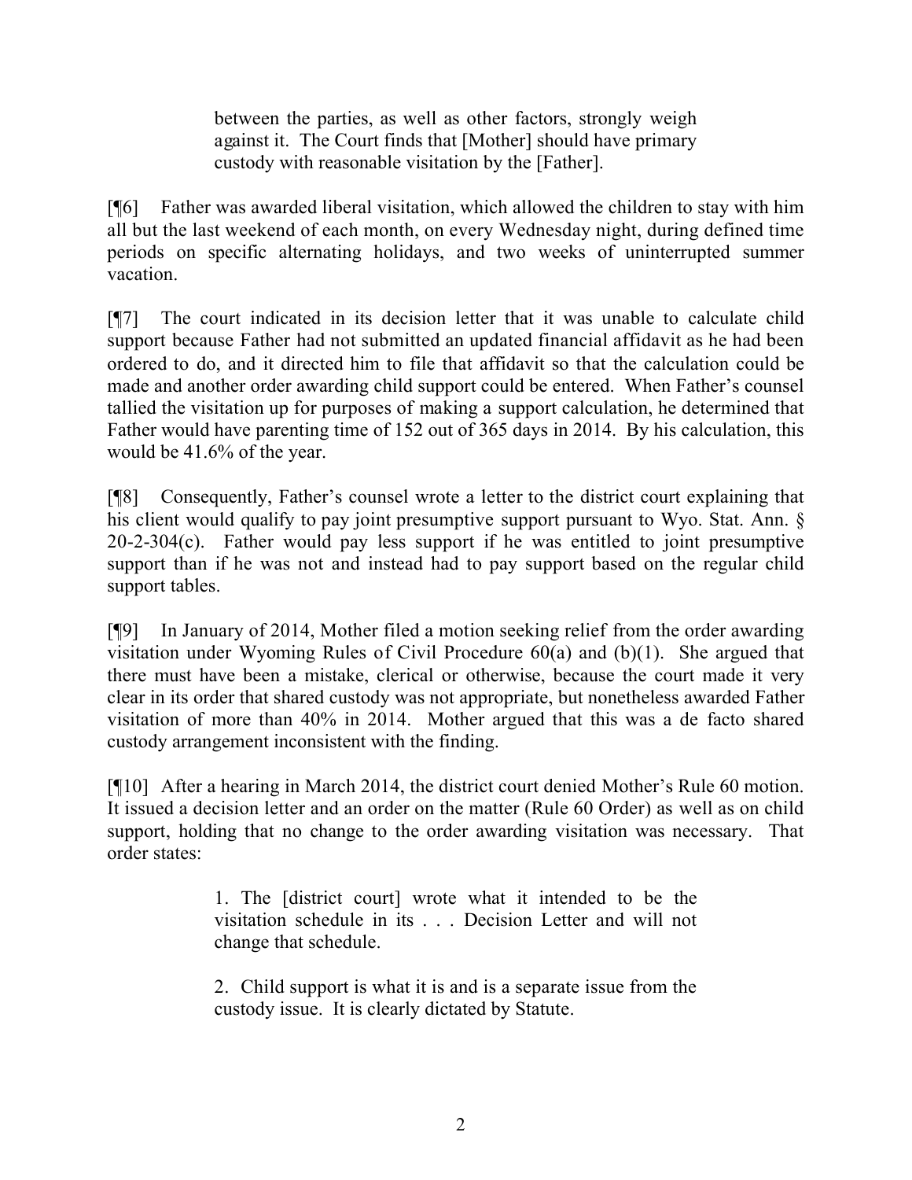> between the parties, as well as other factors, strongly weigh against it. The Court finds that [Mother] should have primary custody with reasonable visitation by the [Father].

[¶6] Father was awarded liberal visitation, which allowed the children to stay with him all but the last weekend of each month, on every Wednesday night, during defined time periods on specific alternating holidays, and two weeks of uninterrupted summer vacation.

[¶7] The court indicated in its decision letter that it was unable to calculate child support because Father had not submitted an updated financial affidavit as he had been ordered to do, and it directed him to file that affidavit so that the calculation could be made and another order awarding child support could be entered. When Father's counsel tallied the visitation up for purposes of making a support calculation, he determined that Father would have parenting time of 152 out of 365 days in 2014. By his calculation, this would be 41.6% of the year.

[¶8] Consequently, Father's counsel wrote a letter to the district court explaining that his client would qualify to pay joint presumptive support pursuant to Wyo. Stat. Ann. § 20-2-304(c). Father would pay less support if he was entitled to joint presumptive support than if he was not and instead had to pay support based on the regular child support tables.

[¶9] In January of 2014, Mother filed a motion seeking relief from the order awarding visitation under Wyoming Rules of Civil Procedure 60(a) and (b)(1). She argued that there must have been a mistake, clerical or otherwise, because the court made it very clear in its order that shared custody was not appropriate, but nonetheless awarded Father visitation of more than 40% in 2014. Mother argued that this was a de facto shared custody arrangement inconsistent with the finding.

[¶10] After a hearing in March 2014, the district court denied Mother's Rule 60 motion. It issued a decision letter and an order on the matter (Rule 60 Order) as well as on child support, holding that no change to the order awarding visitation was necessary. That order states:

> 1. The [district court] wrote what it intended to be the visitation schedule in its . . . Decision Letter and will not change that schedule.
>
> 2. Child support is what it is and is a separate issue from the custody issue. It is clearly dictated by Statute.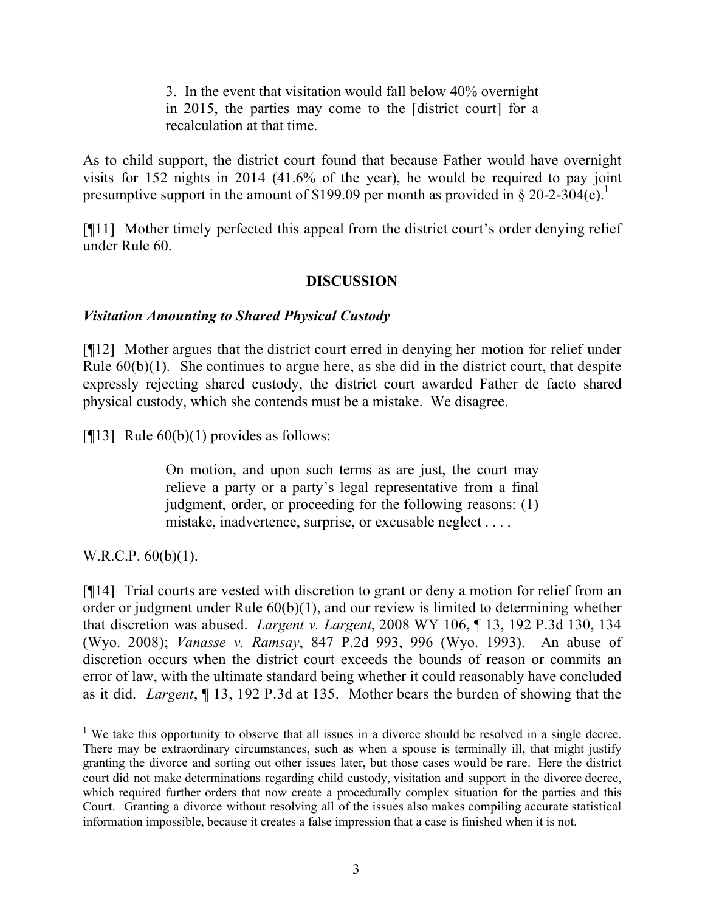> 3. In the event that visitation would fall below 40% overnight in 2015, the parties may come to the [district court] for a recalculation at that time.

As to child support, the district court found that because Father would have overnight visits for 152 nights in 2014 (41.6% of the year), he would be required to pay joint presumptive support in the amount of $199.09 per month as provided in § 20-2-304(c).[1]

[¶11] Mother timely perfected this appeal from the district court's order denying relief under Rule 60.

## DISCUSSION

### *Visitation Amounting to Shared Physical Custody*

[¶12] Mother argues that the district court erred in denying her motion for relief under Rule 60(b)(1). She continues to argue here, as she did in the district court, that despite expressly rejecting shared custody, the district court awarded Father de facto shared physical custody, which she contends must be a mistake. We disagree.

[¶13] Rule 60(b)(1) provides as follows:

> On motion, and upon such terms as are just, the court may relieve a party or a party's legal representative from a final judgment, order, or proceeding for the following reasons: (1) mistake, inadvertence, surprise, or excusable neglect . . . .

W.R.C.P. 60(b)(1).

[¶14] Trial courts are vested with discretion to grant or deny a motion for relief from an order or judgment under Rule 60(b)(1), and our review is limited to determining whether that discretion was abused. *Largent v. Largent*, 2008 WY 106, ¶ 13, 192 P.3d 130, 134 (Wyo. 2008); *Vanasse v. Ramsay*, 847 P.2d 993, 996 (Wyo. 1993). An abuse of discretion occurs when the district court exceeds the bounds of reason or commits an error of law, with the ultimate standard being whether it could reasonably have concluded as it did. *Largent*, ¶ 13, 192 P.3d at 135. Mother bears the burden of showing that the

---

[1] We take this opportunity to observe that all issues in a divorce should be resolved in a single decree. There may be extraordinary circumstances, such as when a spouse is terminally ill, that might justify granting the divorce and sorting out other issues later, but those cases would be rare. Here the district court did not make determinations regarding child custody, visitation and support in the divorce decree, which required further orders that now create a procedurally complex situation for the parties and this Court. Granting a divorce without resolving all of the issues also makes compiling accurate statistical information impossible, because it creates a false impression that a case is finished when it is not.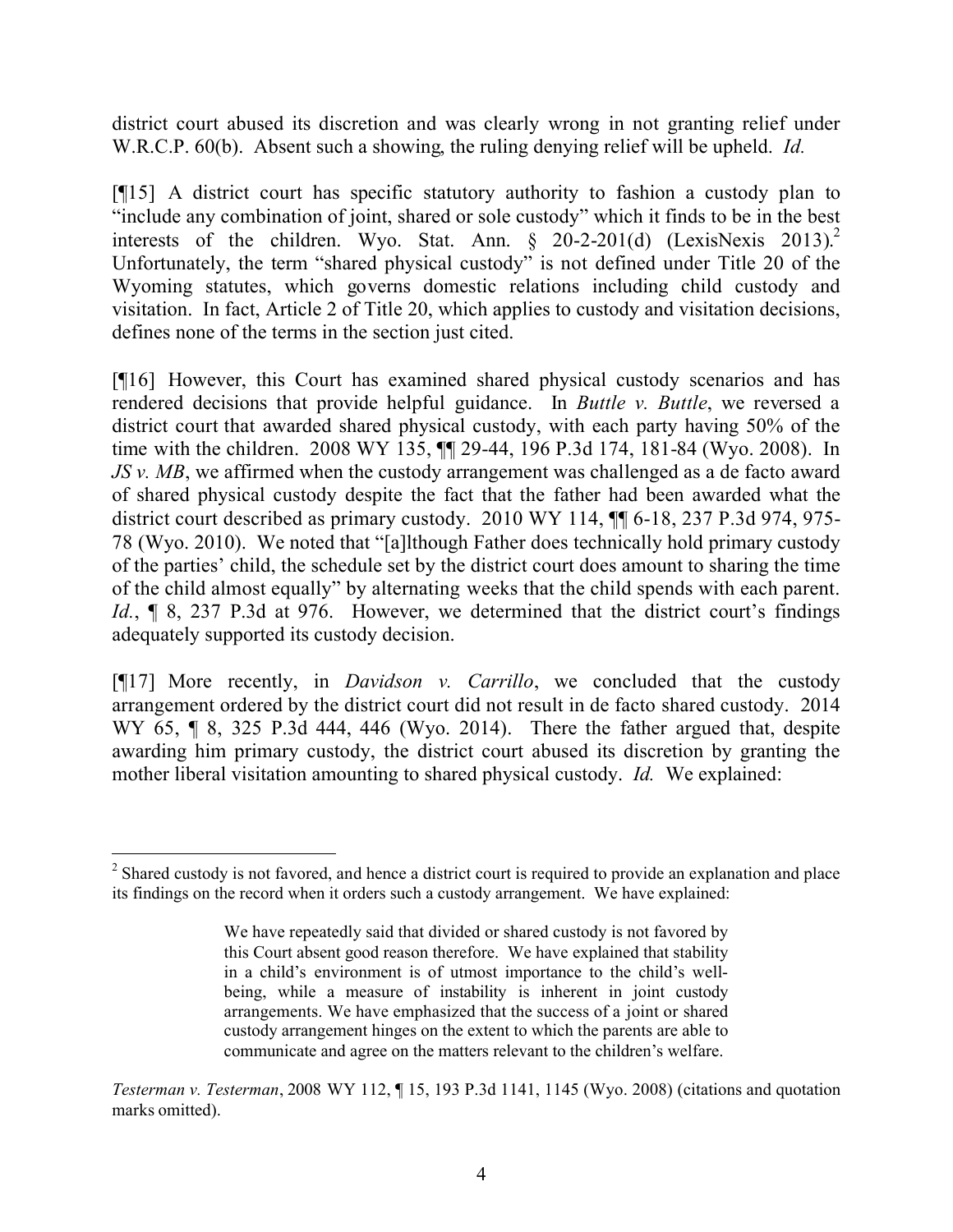district court abused its discretion and was clearly wrong in not granting relief under W.R.C.P. 60(b). Absent such a showing, the ruling denying relief will be upheld. *Id.*

[¶15] A district court has specific statutory authority to fashion a custody plan to "include any combination of joint, shared or sole custody" which it finds to be in the best interests of the children. Wyo. Stat. Ann. § 20-2-201(d) (LexisNexis 2013).[2] Unfortunately, the term "shared physical custody" is not defined under Title 20 of the Wyoming statutes, which governs domestic relations including child custody and visitation. In fact, Article 2 of Title 20, which applies to custody and visitation decisions, defines none of the terms in the section just cited.

[¶16] However, this Court has examined shared physical custody scenarios and has rendered decisions that provide helpful guidance. In *Buttle v. Buttle*, we reversed a district court that awarded shared physical custody, with each party having 50% of the time with the children. 2008 WY 135, ¶¶ 29-44, 196 P.3d 174, 181-84 (Wyo. 2008). In *JS v. MB*, we affirmed when the custody arrangement was challenged as a de facto award of shared physical custody despite the fact that the father had been awarded what the district court described as primary custody. 2010 WY 114, ¶¶ 6-18, 237 P.3d 974, 975-78 (Wyo. 2010). We noted that "[a]lthough Father does technically hold primary custody of the parties' child, the schedule set by the district court does amount to sharing the time of the child almost equally" by alternating weeks that the child spends with each parent. *Id.*, ¶ 8, 237 P.3d at 976. However, we determined that the district court's findings adequately supported its custody decision.

[¶17] More recently, in *Davidson v. Carrillo*, we concluded that the custody arrangement ordered by the district court did not result in de facto shared custody. 2014 WY 65, ¶ 8, 325 P.3d 444, 446 (Wyo. 2014). There the father argued that, despite awarding him primary custody, the district court abused its discretion by granting the mother liberal visitation amounting to shared physical custody. *Id.* We explained:

---

[2] Shared custody is not favored, and hence a district court is required to provide an explanation and place its findings on the record when it orders such a custody arrangement. We have explained:

> We have repeatedly said that divided or shared custody is not favored by this Court absent good reason therefore. We have explained that stability in a child's environment is of utmost importance to the child's well-being, while a measure of instability is inherent in joint custody arrangements. We have emphasized that the success of a joint or shared custody arrangement hinges on the extent to which the parents are able to communicate and agree on the matters relevant to the children's welfare.

*Testerman v. Testerman*, 2008 WY 112, ¶ 15, 193 P.3d 1141, 1145 (Wyo. 2008) (citations and quotation marks omitted).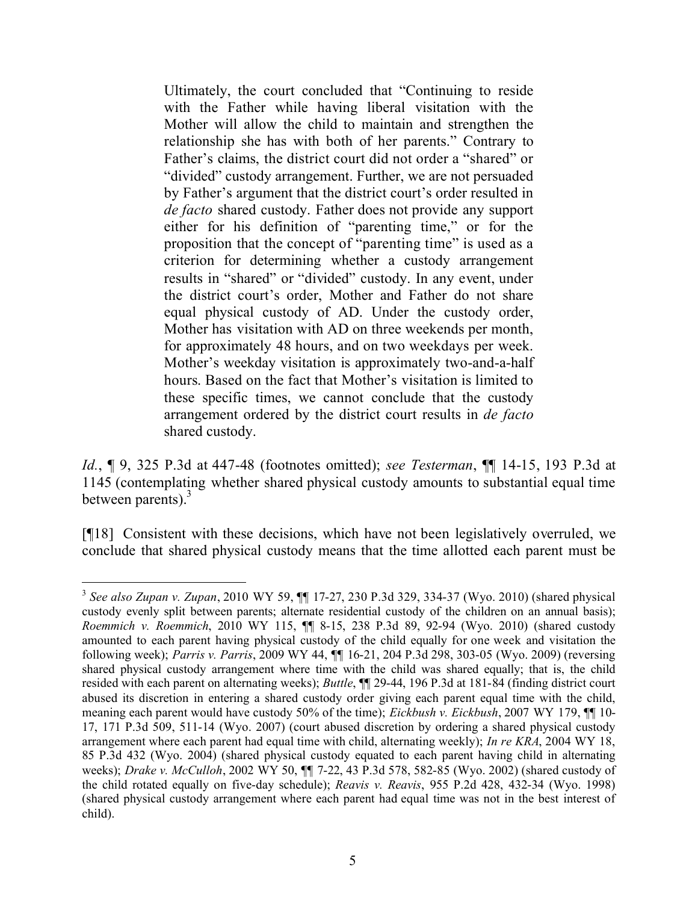> Ultimately, the court concluded that "Continuing to reside with the Father while having liberal visitation with the Mother will allow the child to maintain and strengthen the relationship she has with both of her parents." Contrary to Father's claims, the district court did not order a "shared" or "divided" custody arrangement. Further, we are not persuaded by Father's argument that the district court's order resulted in *de facto* shared custody. Father does not provide any support either for his definition of "parenting time," or for the proposition that the concept of "parenting time" is used as a criterion for determining whether a custody arrangement results in "shared" or "divided" custody. In any event, under the district court's order, Mother and Father do not share equal physical custody of AD. Under the custody order, Mother has visitation with AD on three weekends per month, for approximately 48 hours, and on two weekdays per week. Mother's weekday visitation is approximately two-and-a-half hours. Based on the fact that Mother's visitation is limited to these specific times, we cannot conclude that the custody arrangement ordered by the district court results in *de facto* shared custody.

*Id.*, ¶ 9, 325 P.3d at 447-48 (footnotes omitted); *see Testerman*, ¶¶ 14-15, 193 P.3d at 1145 (contemplating whether shared physical custody amounts to substantial equal time between parents).[3]

[¶18] Consistent with these decisions, which have not been legislatively overruled, we conclude that shared physical custody means that the time allotted each parent must be

---

[3] *See also Zupan v. Zupan*, 2010 WY 59, ¶¶ 17-27, 230 P.3d 329, 334-37 (Wyo. 2010) (shared physical custody evenly split between parents; alternate residential custody of the children on an annual basis); *Roemmich v. Roemmich*, 2010 WY 115, ¶¶ 8-15, 238 P.3d 89, 92-94 (Wyo. 2010) (shared custody amounted to each parent having physical custody of the child equally for one week and visitation the following week); *Parris v. Parris*, 2009 WY 44, ¶¶ 16-21, 204 P.3d 298, 303-05 (Wyo. 2009) (reversing shared physical custody arrangement where time with the child was shared equally; that is, the child resided with each parent on alternating weeks); *Buttle*, ¶¶ 29-44, 196 P.3d at 181-84 (finding district court abused its discretion in entering a shared custody order giving each parent equal time with the child, meaning each parent would have custody 50% of the time); *Eickbush v. Eickbush*, 2007 WY 179, ¶¶ 10-17, 171 P.3d 509, 511-14 (Wyo. 2007) (court abused discretion by ordering a shared physical custody arrangement where each parent had equal time with child, alternating weekly); *In re KRA*, 2004 WY 18, 85 P.3d 432 (Wyo. 2004) (shared physical custody equated to each parent having child in alternating weeks); *Drake v. McCulloh*, 2002 WY 50, ¶¶ 7-22, 43 P.3d 578, 582-85 (Wyo. 2002) (shared custody of the child rotated equally on five-day schedule); *Reavis v. Reavis*, 955 P.2d 428, 432-34 (Wyo. 1998) (shared physical custody arrangement where each parent had equal time was not in the best interest of child).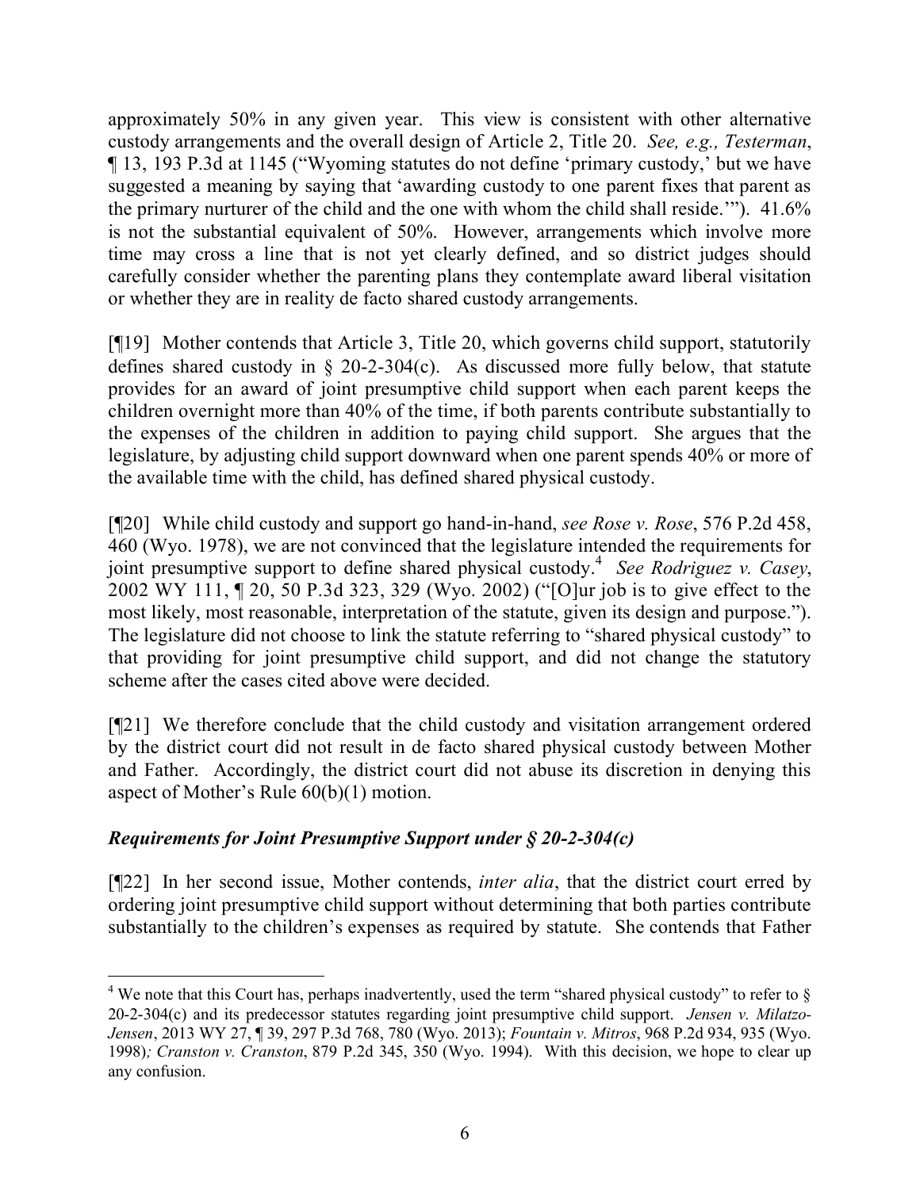approximately 50% in any given year. This view is consistent with other alternative custody arrangements and the overall design of Article 2, Title 20. *See, e.g., Testerman*, ¶ 13, 193 P.3d at 1145 ("Wyoming statutes do not define 'primary custody,' but we have suggested a meaning by saying that 'awarding custody to one parent fixes that parent as the primary nurturer of the child and the one with whom the child shall reside.'"). 41.6% is not the substantial equivalent of 50%. However, arrangements which involve more time may cross a line that is not yet clearly defined, and so district judges should carefully consider whether the parenting plans they contemplate award liberal visitation or whether they are in reality de facto shared custody arrangements.

[¶19] Mother contends that Article 3, Title 20, which governs child support, statutorily defines shared custody in § 20-2-304(c). As discussed more fully below, that statute provides for an award of joint presumptive child support when each parent keeps the children overnight more than 40% of the time, if both parents contribute substantially to the expenses of the children in addition to paying child support. She argues that the legislature, by adjusting child support downward when one parent spends 40% or more of the available time with the child, has defined shared physical custody.

[¶20] While child custody and support go hand-in-hand, *see Rose v. Rose*, 576 P.2d 458, 460 (Wyo. 1978), we are not convinced that the legislature intended the requirements for joint presumptive support to define shared physical custody.[4] *See Rodriguez v. Casey*, 2002 WY 111, ¶ 20, 50 P.3d 323, 329 (Wyo. 2002) ("[O]ur job is to give effect to the most likely, most reasonable, interpretation of the statute, given its design and purpose."). The legislature did not choose to link the statute referring to "shared physical custody" to that providing for joint presumptive child support, and did not change the statutory scheme after the cases cited above were decided.

[¶21] We therefore conclude that the child custody and visitation arrangement ordered by the district court did not result in de facto shared physical custody between Mother and Father. Accordingly, the district court did not abuse its discretion in denying this aspect of Mother's Rule 60(b)(1) motion.

### *Requirements for Joint Presumptive Support under § 20-2-304(c)*

[¶22] In her second issue, Mother contends, *inter alia*, that the district court erred by ordering joint presumptive child support without determining that both parties contribute substantially to the children's expenses as required by statute. She contends that Father

---

[4] We note that this Court has, perhaps inadvertently, used the term "shared physical custody" to refer to § 20-2-304(c) and its predecessor statutes regarding joint presumptive child support. *Jensen v. Milatzo-Jensen*, 2013 WY 27, ¶ 39, 297 P.3d 768, 780 (Wyo. 2013); *Fountain v. Mitros*, 968 P.2d 934, 935 (Wyo. 1998); *Cranston v. Cranston*, 879 P.2d 345, 350 (Wyo. 1994). With this decision, we hope to clear up any confusion.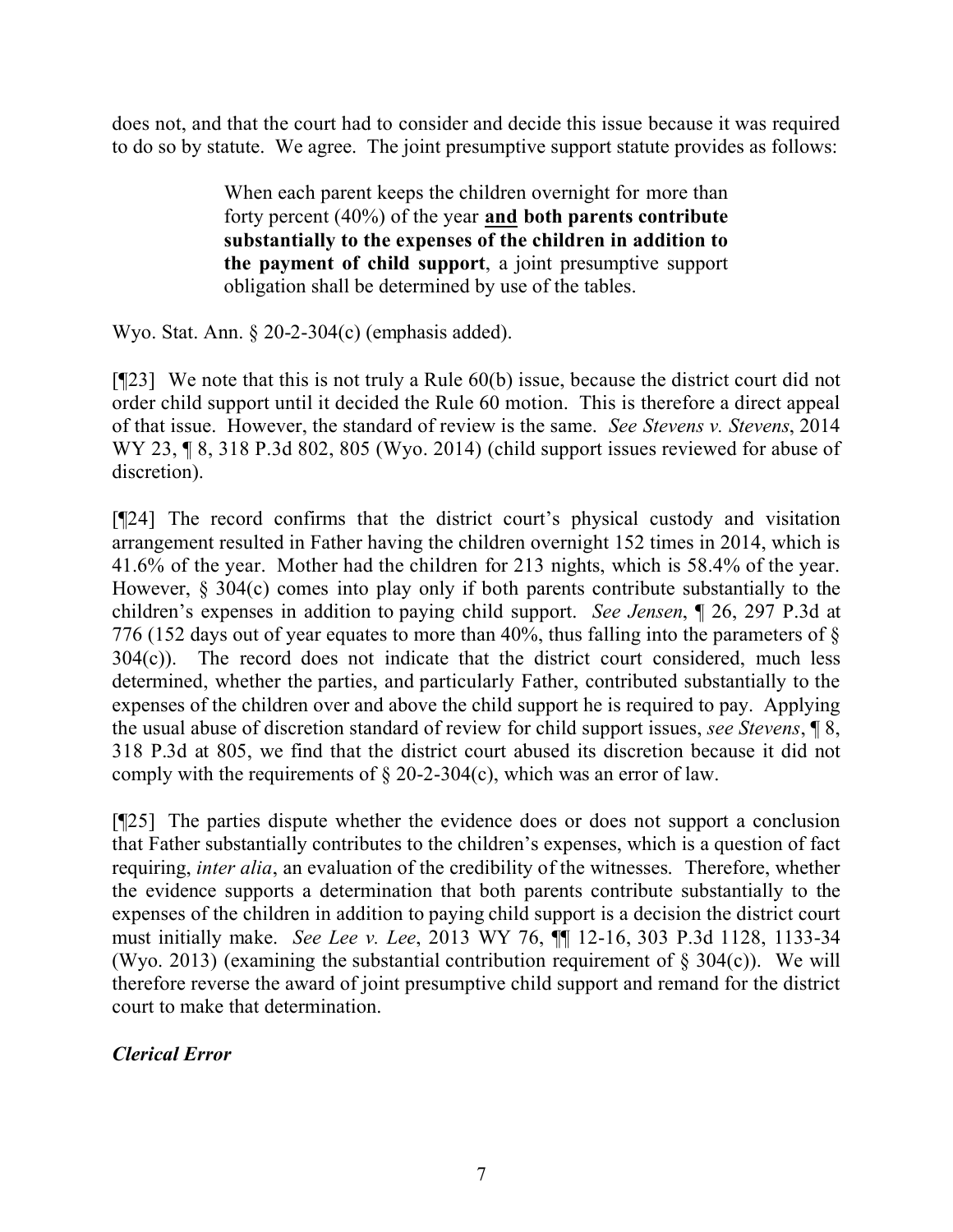does not, and that the court had to consider and decide this issue because it was required to do so by statute. We agree. The joint presumptive support statute provides as follows:

> When each parent keeps the children overnight for more than forty percent (40%) of the year **and both parents contribute substantially to the expenses of the children in addition to the payment of child support**, a joint presumptive support obligation shall be determined by use of the tables.

Wyo. Stat. Ann. § 20-2-304(c) (emphasis added).

[¶23] We note that this is not truly a Rule 60(b) issue, because the district court did not order child support until it decided the Rule 60 motion. This is therefore a direct appeal of that issue. However, the standard of review is the same. *See Stevens v. Stevens*, 2014 WY 23, ¶ 8, 318 P.3d 802, 805 (Wyo. 2014) (child support issues reviewed for abuse of discretion).

[¶24] The record confirms that the district court's physical custody and visitation arrangement resulted in Father having the children overnight 152 times in 2014, which is 41.6% of the year. Mother had the children for 213 nights, which is 58.4% of the year. However, § 304(c) comes into play only if both parents contribute substantially to the children's expenses in addition to paying child support. *See Jensen*, ¶ 26, 297 P.3d at 776 (152 days out of year equates to more than 40%, thus falling into the parameters of § 304(c)). The record does not indicate that the district court considered, much less determined, whether the parties, and particularly Father, contributed substantially to the expenses of the children over and above the child support he is required to pay. Applying the usual abuse of discretion standard of review for child support issues, *see Stevens*, ¶ 8, 318 P.3d at 805, we find that the district court abused its discretion because it did not comply with the requirements of § 20-2-304(c), which was an error of law.

[¶25] The parties dispute whether the evidence does or does not support a conclusion that Father substantially contributes to the children's expenses, which is a question of fact requiring, *inter alia*, an evaluation of the credibility of the witnesses. Therefore, whether the evidence supports a determination that both parents contribute substantially to the expenses of the children in addition to paying child support is a decision the district court must initially make. *See Lee v. Lee*, 2013 WY 76, ¶¶ 12-16, 303 P.3d 1128, 1133-34 (Wyo. 2013) (examining the substantial contribution requirement of § 304(c)). We will therefore reverse the award of joint presumptive child support and remand for the district court to make that determination.

***Clerical Error***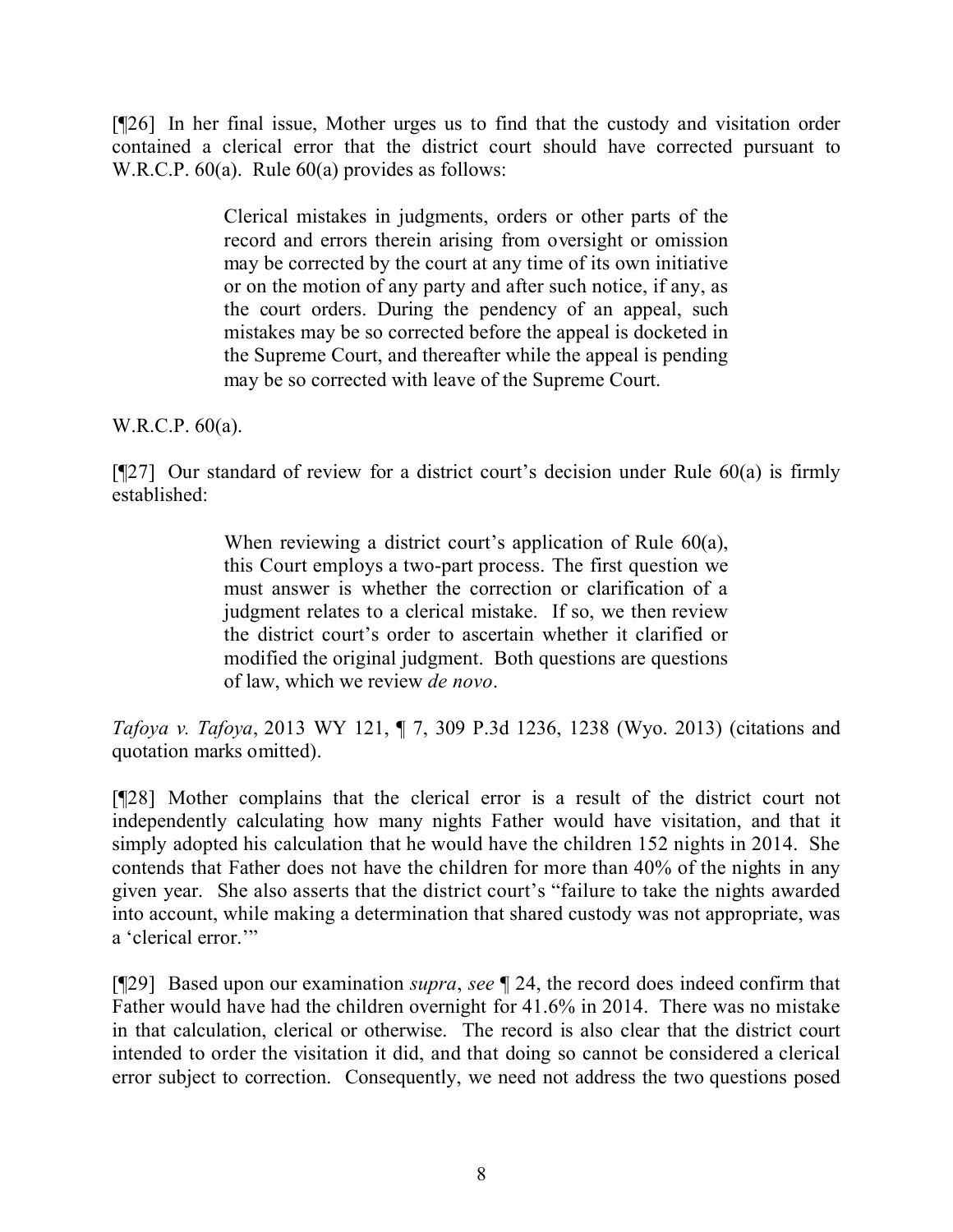[¶26] In her final issue, Mother urges us to find that the custody and visitation order contained a clerical error that the district court should have corrected pursuant to W.R.C.P. 60(a). Rule 60(a) provides as follows:

> Clerical mistakes in judgments, orders or other parts of the record and errors therein arising from oversight or omission may be corrected by the court at any time of its own initiative or on the motion of any party and after such notice, if any, as the court orders. During the pendency of an appeal, such mistakes may be so corrected before the appeal is docketed in the Supreme Court, and thereafter while the appeal is pending may be so corrected with leave of the Supreme Court.

W.R.C.P. 60(a).

[¶27] Our standard of review for a district court's decision under Rule 60(a) is firmly established:

> When reviewing a district court's application of Rule 60(a), this Court employs a two-part process. The first question we must answer is whether the correction or clarification of a judgment relates to a clerical mistake. If so, we then review the district court's order to ascertain whether it clarified or modified the original judgment. Both questions are questions of law, which we review *de novo*.

*Tafoya v. Tafoya*, 2013 WY 121, ¶ 7, 309 P.3d 1236, 1238 (Wyo. 2013) (citations and quotation marks omitted).

[¶28] Mother complains that the clerical error is a result of the district court not independently calculating how many nights Father would have visitation, and that it simply adopted his calculation that he would have the children 152 nights in 2014. She contends that Father does not have the children for more than 40% of the nights in any given year. She also asserts that the district court's "failure to take the nights awarded into account, while making a determination that shared custody was not appropriate, was a 'clerical error.'"

[¶29] Based upon our examination *supra*, *see* ¶ 24, the record does indeed confirm that Father would have had the children overnight for 41.6% in 2014. There was no mistake in that calculation, clerical or otherwise. The record is also clear that the district court intended to order the visitation it did, and that doing so cannot be considered a clerical error subject to correction. Consequently, we need not address the two questions posed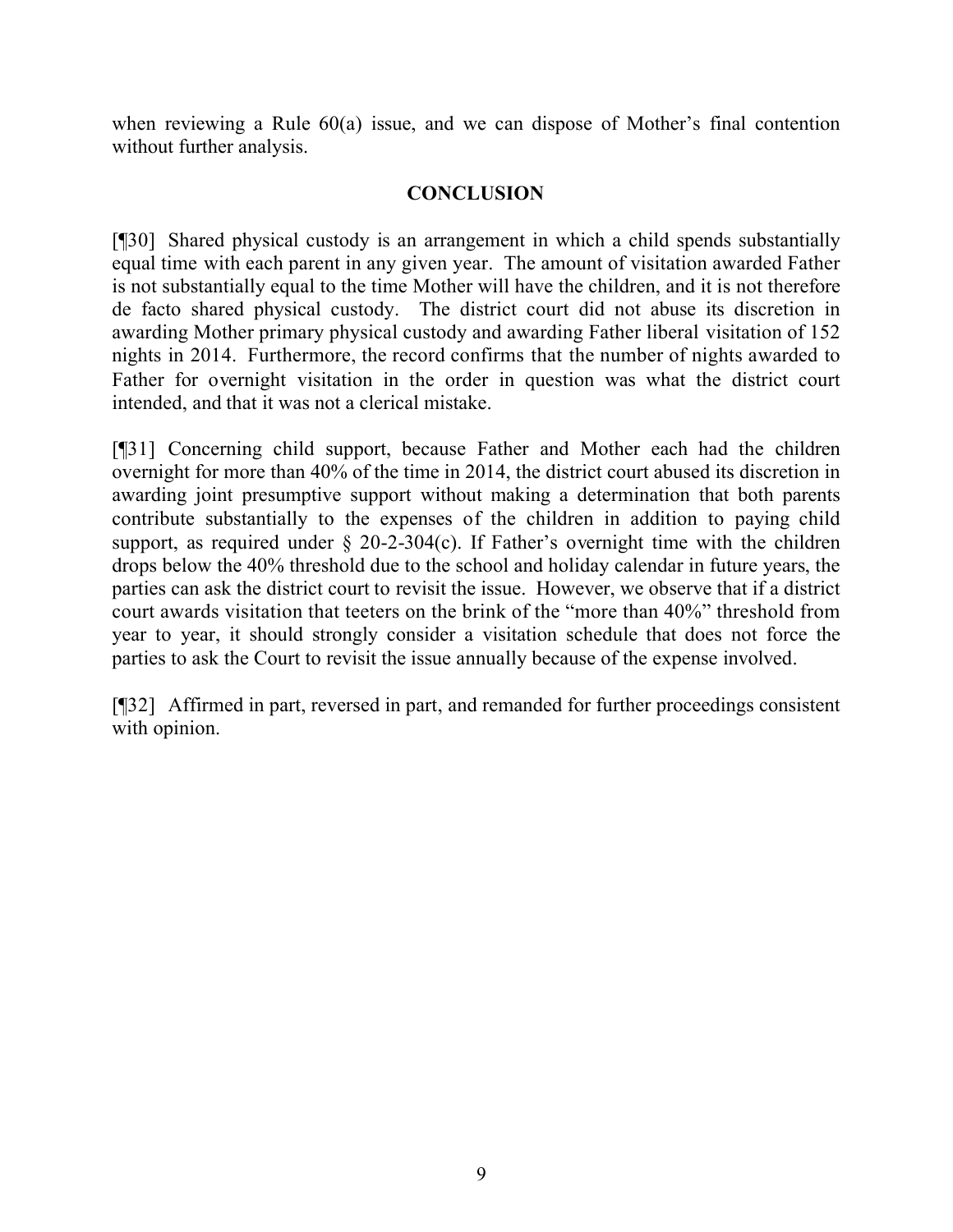when reviewing a Rule 60(a) issue, and we can dispose of Mother's final contention without further analysis.

## CONCLUSION

[¶30] Shared physical custody is an arrangement in which a child spends substantially equal time with each parent in any given year. The amount of visitation awarded Father is not substantially equal to the time Mother will have the children, and it is not therefore de facto shared physical custody. The district court did not abuse its discretion in awarding Mother primary physical custody and awarding Father liberal visitation of 152 nights in 2014. Furthermore, the record confirms that the number of nights awarded to Father for overnight visitation in the order in question was what the district court intended, and that it was not a clerical mistake.

[¶31] Concerning child support, because Father and Mother each had the children overnight for more than 40% of the time in 2014, the district court abused its discretion in awarding joint presumptive support without making a determination that both parents contribute substantially to the expenses of the children in addition to paying child support, as required under § 20-2-304(c). If Father's overnight time with the children drops below the 40% threshold due to the school and holiday calendar in future years, the parties can ask the district court to revisit the issue. However, we observe that if a district court awards visitation that teeters on the brink of the "more than 40%" threshold from year to year, it should strongly consider a visitation schedule that does not force the parties to ask the Court to revisit the issue annually because of the expense involved.

[¶32] Affirmed in part, reversed in part, and remanded for further proceedings consistent with opinion.